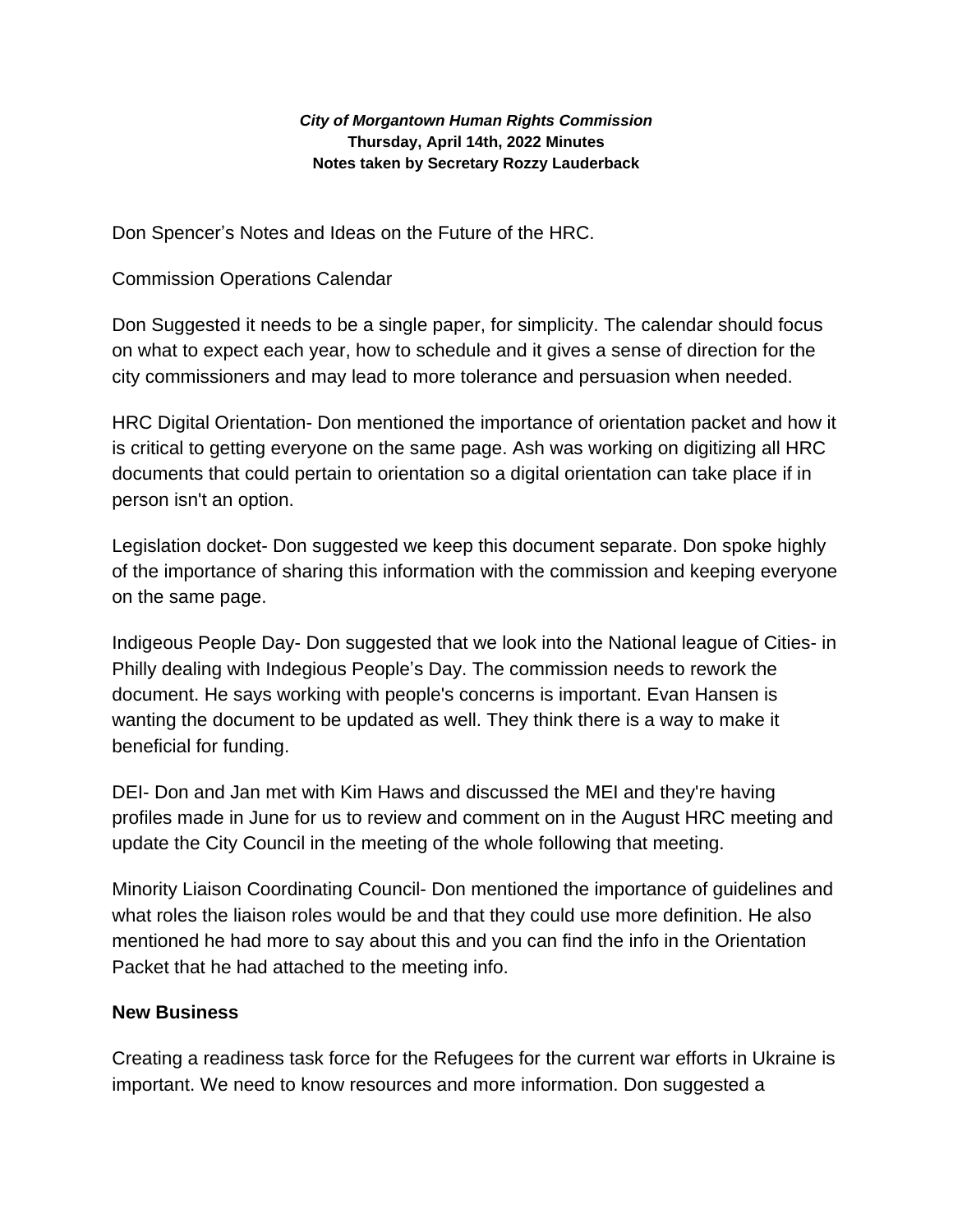***City of Morgantown Human Rights Commission***
**Thursday, April 14th, 2022 Minutes**
**Notes taken by Secretary Rozzy Lauderback**

Don Spencer's Notes and Ideas on the Future of the HRC.

Commission Operations Calendar

Don Suggested it needs to be a single paper, for simplicity. The calendar should focus on what to expect each year, how to schedule and it gives a sense of direction for the city commissioners and may lead to more tolerance and persuasion when needed.

HRC Digital Orientation- Don mentioned the importance of orientation packet and how it is critical to getting everyone on the same page. Ash was working on digitizing all HRC documents that could pertain to orientation so a digital orientation can take place if in person isn't an option.

Legislation docket- Don suggested we keep this document separate. Don spoke highly of the importance of sharing this information with the commission and keeping everyone on the same page.

Indigeous People Day- Don suggested that we look into the National league of Cities- in Philly dealing with Indegious People's Day. The commission needs to rework the document. He says working with people's concerns is important. Evan Hansen is wanting the document to be updated as well. They think there is a way to make it beneficial for funding.

DEI- Don and Jan met with Kim Haws and discussed the MEI and they're having profiles made in June for us to review and comment on in the August HRC meeting and update the City Council in the meeting of the whole following that meeting.

Minority Liaison Coordinating Council- Don mentioned the importance of guidelines and what roles the liaison roles would be and that they could use more definition. He also mentioned he had more to say about this and you can find the info in the Orientation Packet that he had attached to the meeting info.

**New Business**

Creating a readiness task force for the Refugees for the current war efforts in Ukraine is important. We need to know resources and more information. Don suggested a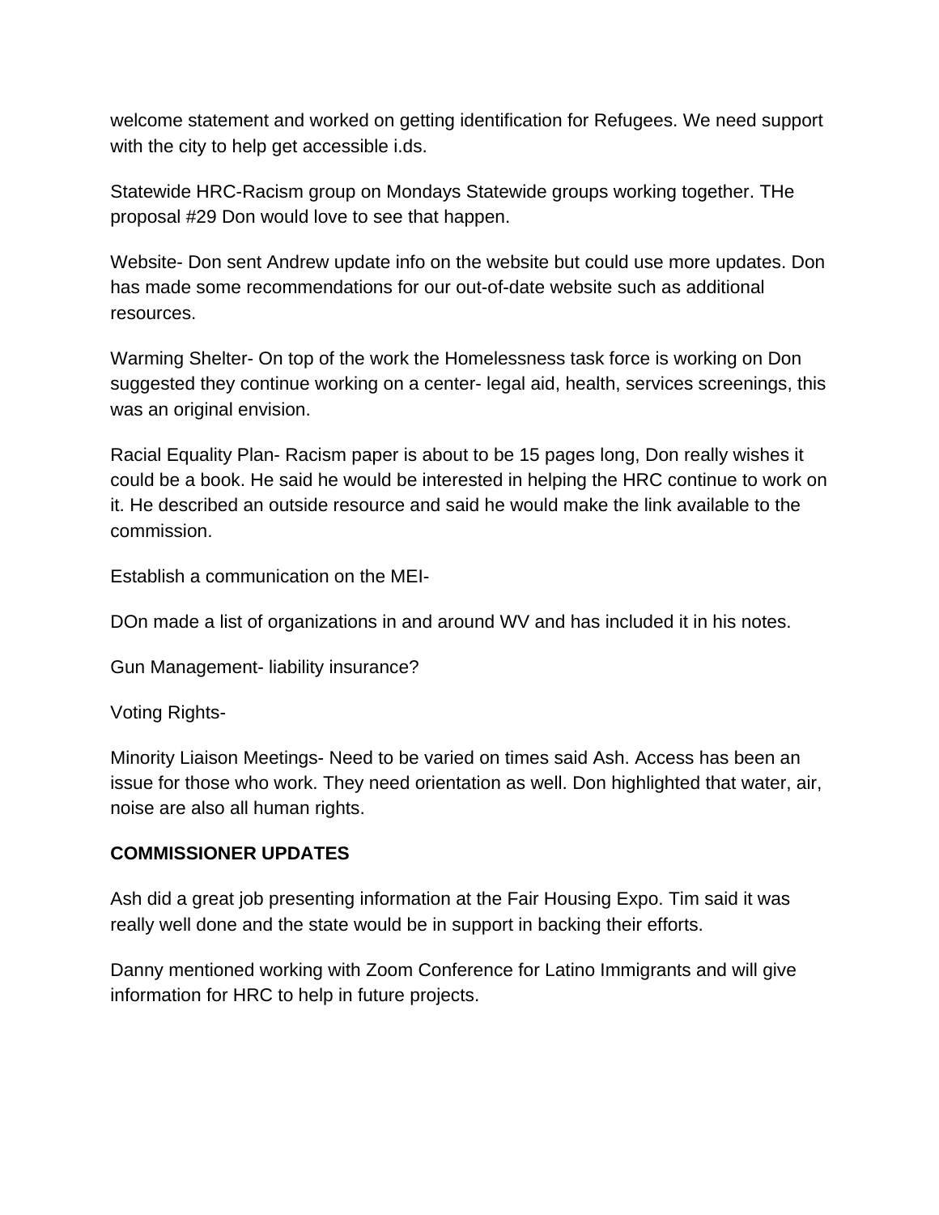welcome statement and worked on getting identification for Refugees. We need support with the city to help get accessible i.ds.

Statewide HRC-Racism group on Mondays Statewide groups working together. THe proposal #29 Don would love to see that happen.

Website- Don sent Andrew update info on the website but could use more updates. Don has made some recommendations for our out-of-date website such as additional resources.

Warming Shelter- On top of the work the Homelessness task force is working on Don suggested they continue working on a center- legal aid, health, services screenings, this was an original envision.

Racial Equality Plan- Racism paper is about to be 15 pages long, Don really wishes it could be a book. He said he would be interested in helping the HRC continue to work on it. He described an outside resource and said he would make the link available to the commission.

Establish a communication on the MEI-

DOn made a list of organizations in and around WV and has included it in his notes.

Gun Management- liability insurance?

Voting Rights-

Minority Liaison Meetings- Need to be varied on times said Ash. Access has been an issue for those who work. They need orientation as well. Don highlighted that water, air, noise are also all human rights.

**COMMISSIONER UPDATES**

Ash did a great job presenting information at the Fair Housing Expo. Tim said it was really well done and the state would be in support in backing their efforts.

Danny mentioned working with Zoom Conference for Latino Immigrants and will give information for HRC to help in future projects.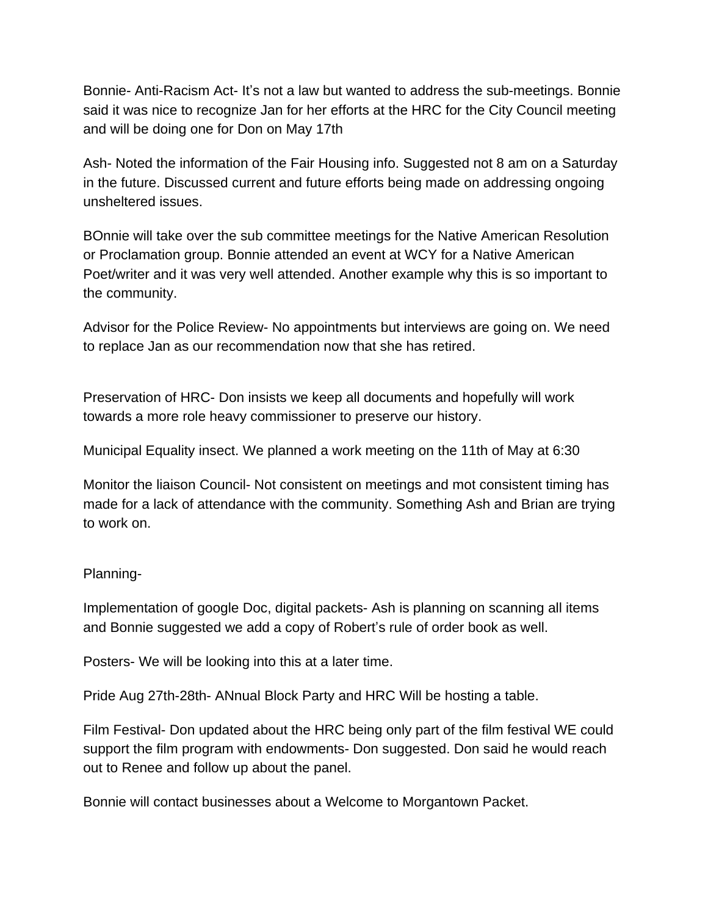Bonnie- Anti-Racism Act- It's not a law but wanted to address the sub-meetings. Bonnie said it was nice to recognize Jan for her efforts at the HRC for the City Council meeting and will be doing one for Don on May 17th

Ash- Noted the information of the Fair Housing info. Suggested not 8 am on a Saturday in the future. Discussed current and future efforts being made on addressing ongoing unsheltered issues.

BOnnie will take over the sub committee meetings for the Native American Resolution or Proclamation group. Bonnie attended an event at WCY for a Native American Poet/writer and it was very well attended. Another example why this is so important to the community.

Advisor for the Police Review- No appointments but interviews are going on. We need to replace Jan as our recommendation now that she has retired.

Preservation of HRC- Don insists we keep all documents and hopefully will work towards a more role heavy commissioner to preserve our history.

Municipal Equality insect. We planned a work meeting on the 11th of May at 6:30

Monitor the liaison Council- Not consistent on meetings and mot consistent timing has made for a lack of attendance with the community. Something Ash and Brian are trying to work on.

Planning-

Implementation of google Doc, digital packets- Ash is planning on scanning all items and Bonnie suggested we add a copy of Robert's rule of order book as well.

Posters- We will be looking into this at a later time.

Pride Aug 27th-28th- ANnual Block Party and HRC Will be hosting a table.

Film Festival- Don updated about the HRC being only part of the film festival WE could support the film program with endowments- Don suggested. Don said he would reach out to Renee and follow up about the panel.

Bonnie will contact businesses about a Welcome to Morgantown Packet.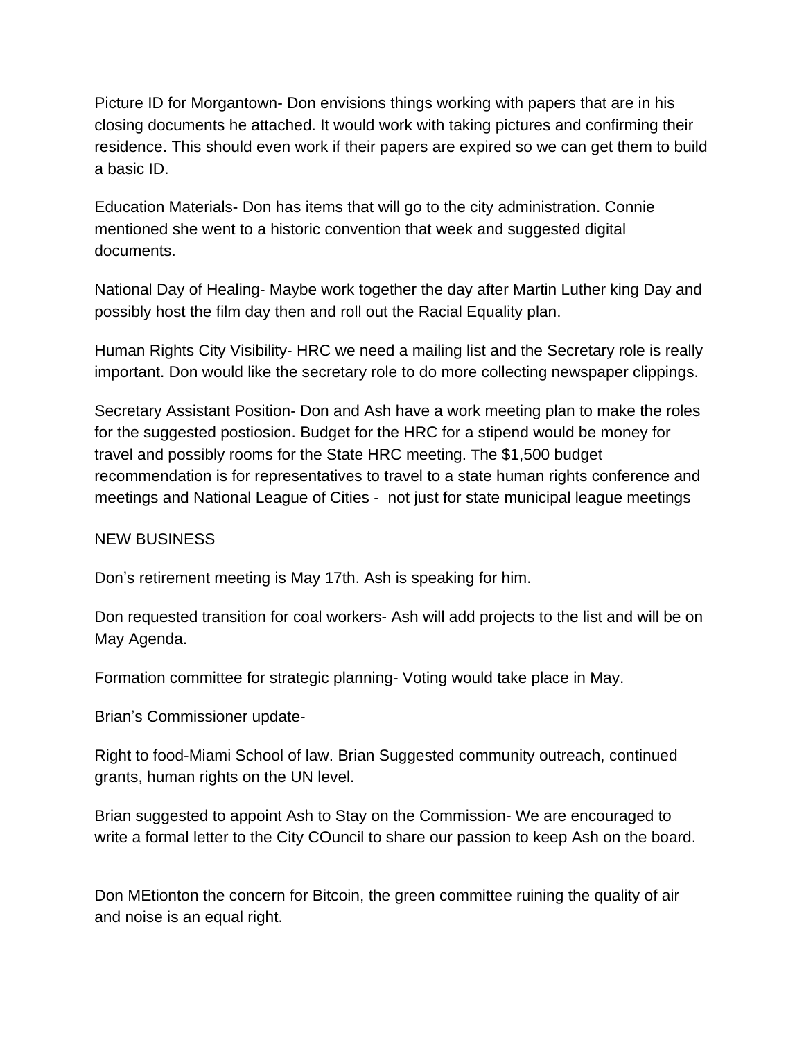Picture ID for Morgantown- Don envisions things working with papers that are in his closing documents he attached. It would work with taking pictures and confirming their residence. This should even work if their papers are expired so we can get them to build a basic ID.

Education Materials- Don has items that will go to the city administration. Connie mentioned she went to a historic convention that week and suggested digital documents.

National Day of Healing- Maybe work together the day after Martin Luther king Day and possibly host the film day then and roll out the Racial Equality plan.

Human Rights City Visibility- HRC we need a mailing list and the Secretary role is really important. Don would like the secretary role to do more collecting newspaper clippings.

Secretary Assistant Position- Don and Ash have a work meeting plan to make the roles for the suggested postiosion. Budget for the HRC for a stipend would be money for travel and possibly rooms for the State HRC meeting. The $1,500 budget recommendation is for representatives to travel to a state human rights conference and meetings and National League of Cities - not just for state municipal league meetings

NEW BUSINESS

Don's retirement meeting is May 17th. Ash is speaking for him.

Don requested transition for coal workers- Ash will add projects to the list and will be on May Agenda.

Formation committee for strategic planning- Voting would take place in May.

Brian's Commissioner update-

Right to food-Miami School of law. Brian Suggested community outreach, continued grants, human rights on the UN level.

Brian suggested to appoint Ash to Stay on the Commission- We are encouraged to write a formal letter to the City COuncil to share our passion to keep Ash on the board.

Don MEtionton the concern for Bitcoin, the green committee ruining the quality of air and noise is an equal right.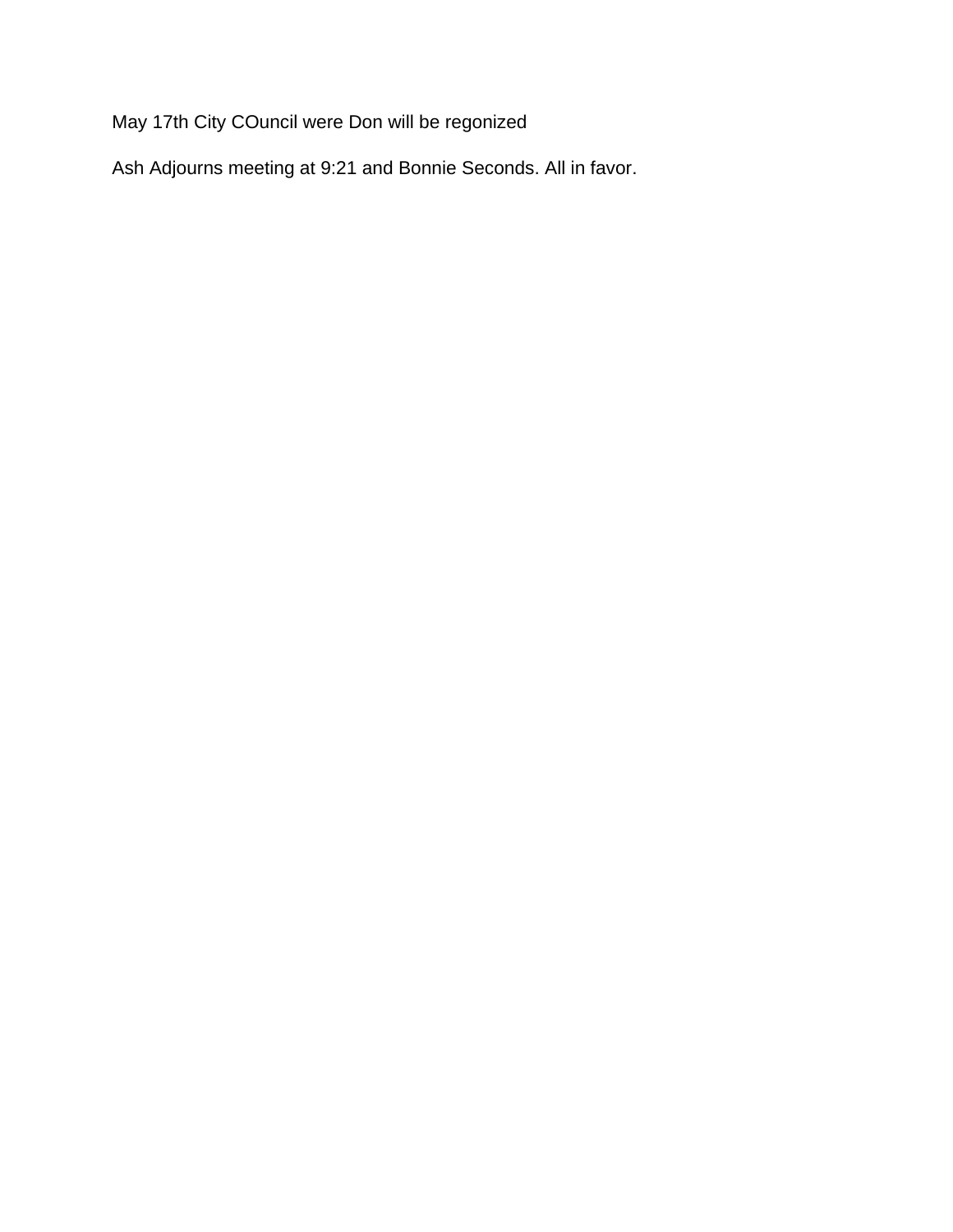May 17th City COuncil were Don will be regonized

Ash Adjourns meeting at 9:21 and Bonnie Seconds. All in favor.